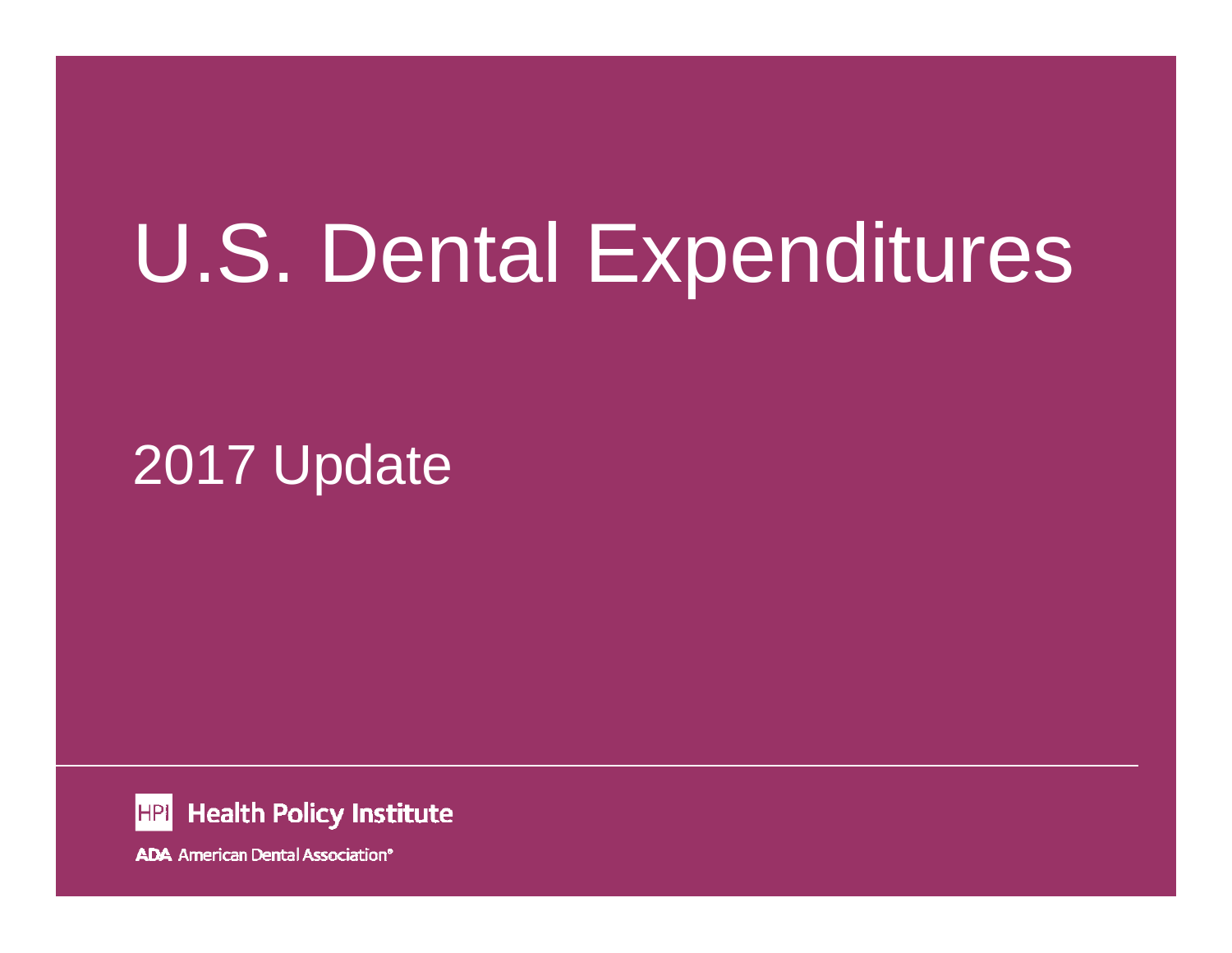# U.S. Dental Expenditures

## 2017 Update

HPI Health Policy Institute

ADA American Dental Association®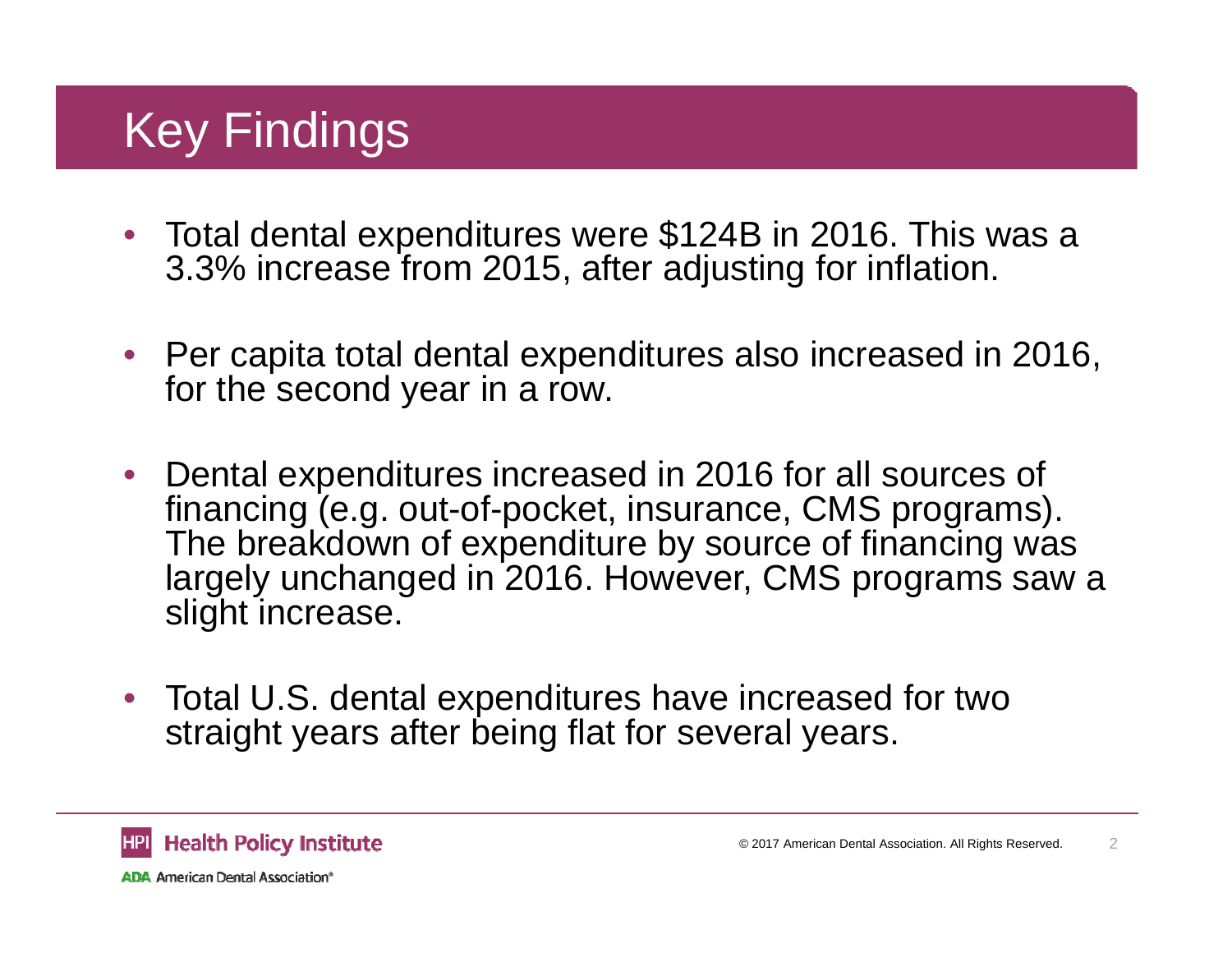# Key Findings

- Total dental expenditures were $124B in 2016. This was a 3.3% increase from 2015, after adjusting for inflation.
- Per capita total dental expenditures also increased in 2016, for the second year in a row.
- Dental expenditures increased in 2016 for all sources of financing (e.g. out-of-pocket, insurance, CMS programs). The breakdown of expenditure by source of financing was largely unchanged in 2016. However, CMS programs saw a slight increase.
- Total U.S. dental expenditures have increased for two straight years after being flat for several years.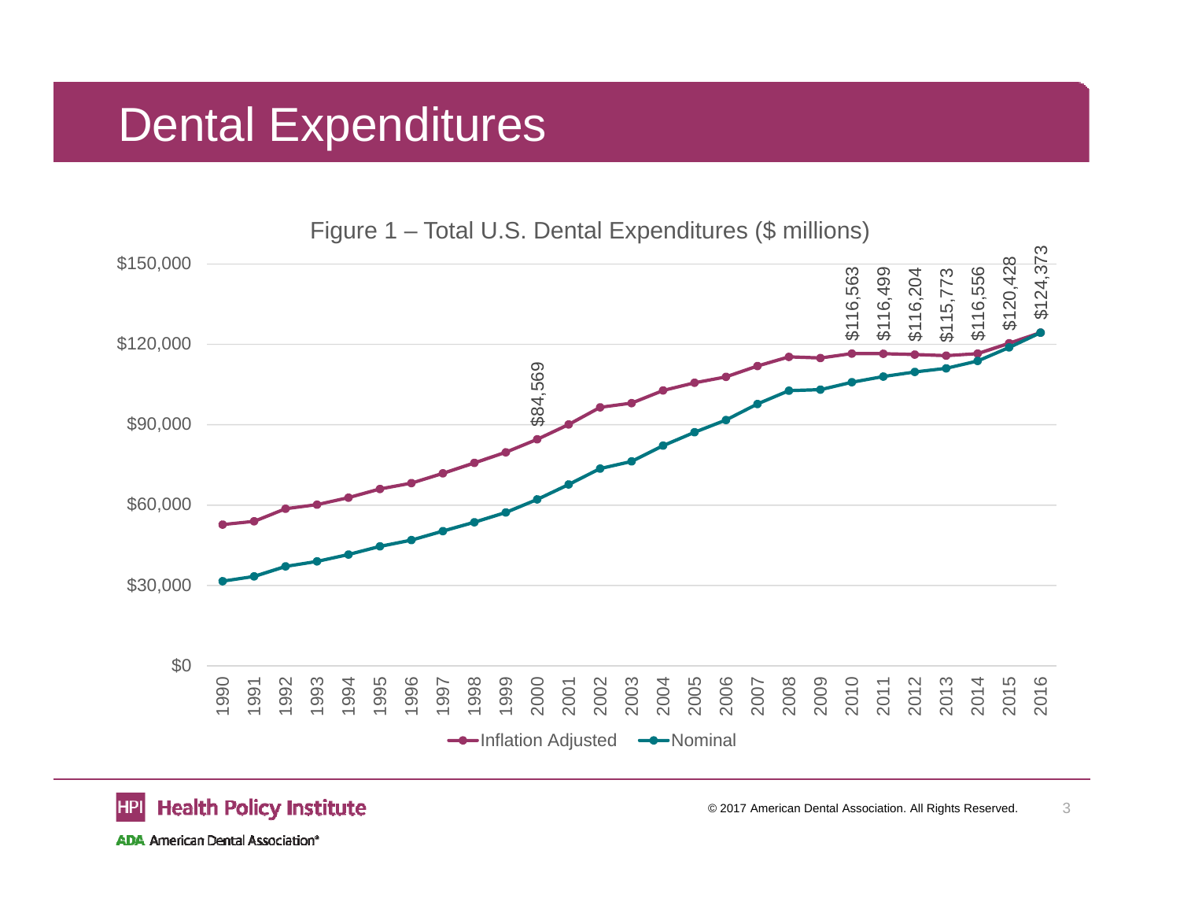# Dental Expenditures

Figure 1 – Total U.S. Dental Expenditures ($ millions)

| Year | Inflation Adjusted |
|---|---|
| 2000 | $84,569 |
| 2010 | $116,563 |
| 2011 | $116,499 |
| 2012 | $116,204 |
| 2013 | $115,773 |
| 2014 | $116,556 |
| 2015 | $120,428 |
| 2016 | $124,373 |

Legend: Inflation Adjusted, Nominal

© 2017 American Dental Association. All Rights Reserved.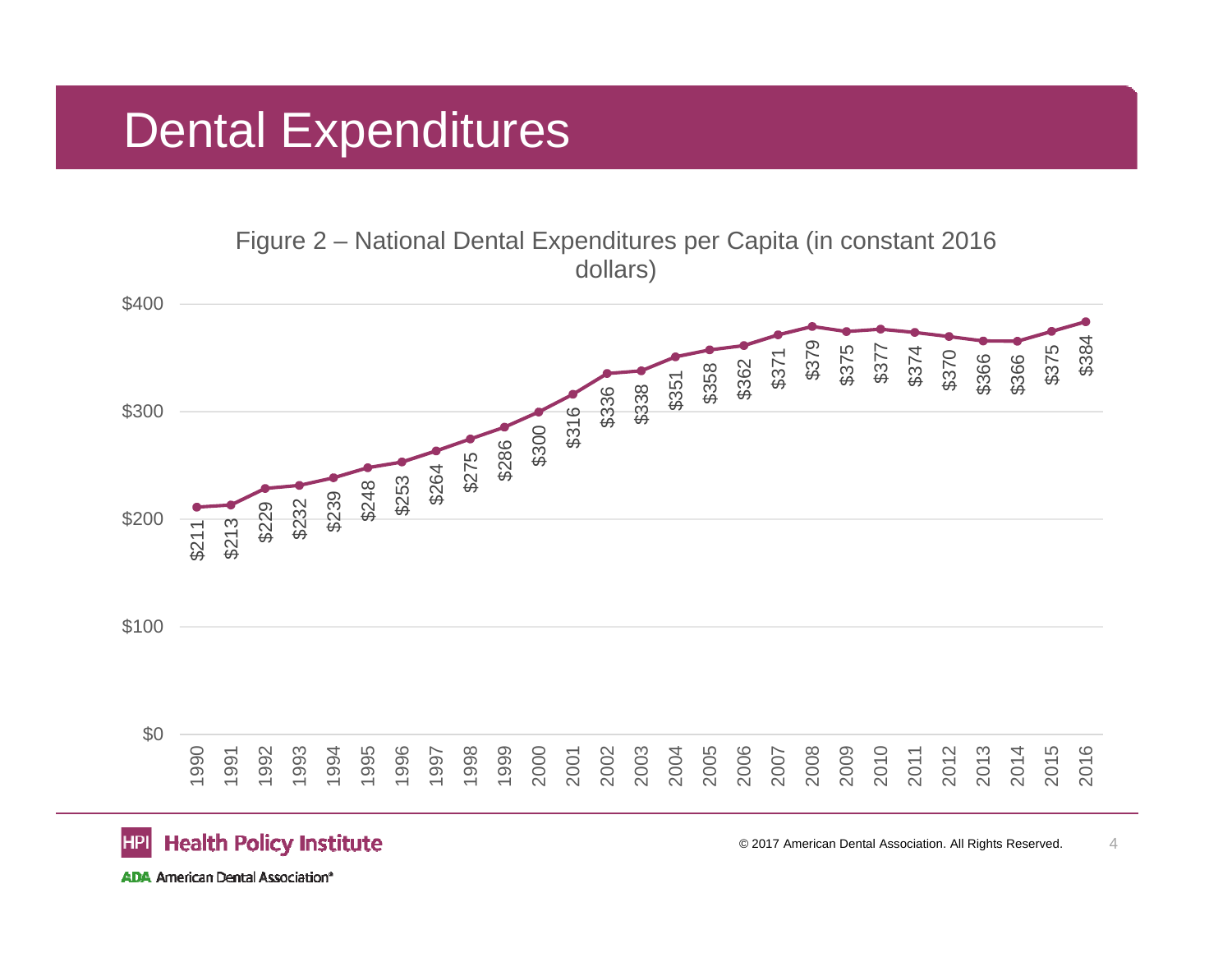# Dental Expenditures

Figure 2 – National Dental Expenditures per Capita (in constant 2016 dollars)

| Year | Expenditure per Capita |
|---|---|
| 1990 | $211 |
| 1991 | $213 |
| 1992 | $229 |
| 1993 | $232 |
| 1994 | $239 |
| 1995 | $248 |
| 1996 | $253 |
| 1997 | $264 |
| 1998 | $275 |
| 1999 | $286 |
| 2000 | $300 |
| 2001 | $316 |
| 2002 | $336 |
| 2003 | $338 |
| 2004 | $351 |
| 2005 | $358 |
| 2006 | $362 |
| 2007 | $371 |
| 2008 | $379 |
| 2009 | $375 |
| 2010 | $377 |
| 2011 | $374 |
| 2012 | $370 |
| 2013 | $366 |
| 2014 | $366 |
| 2015 | $375 |
| 2016 | $384 |

HPI Health Policy Institute

ADA American Dental Association®

© 2017 American Dental Association. All Rights Reserved.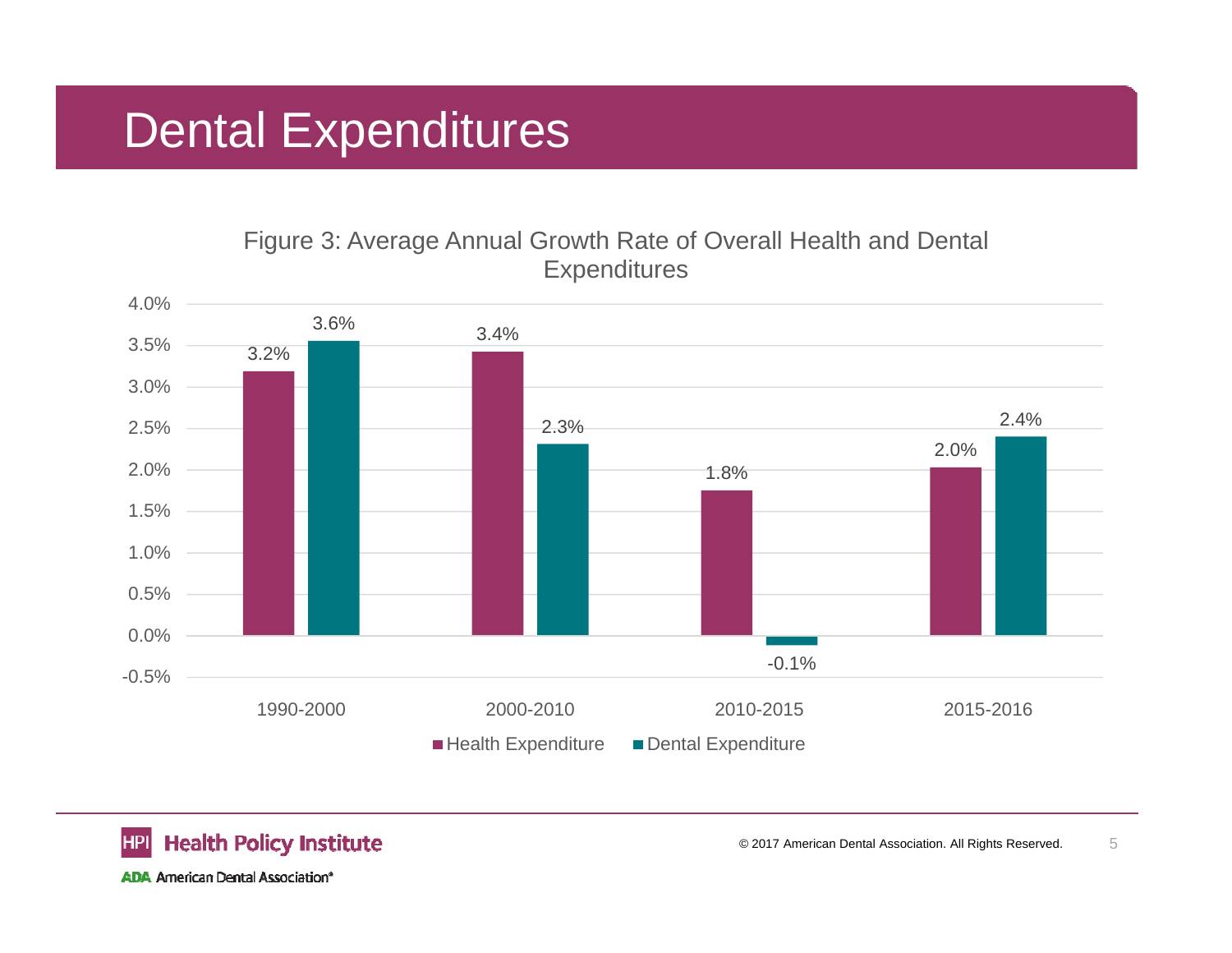# Dental Expenditures

Figure 3: Average Annual Growth Rate of Overall Health and Dental Expenditures

| | Health Expenditure | Dental Expenditure |
|---|---|---|
| 1990-2000 | 3.2% | 3.6% |
| 2000-2010 | 3.4% | 2.3% |
| 2010-2015 | 1.8% | -0.1% |
| 2015-2016 | 2.0% | 2.4% |

© 2017 American Dental Association. All Rights Reserved.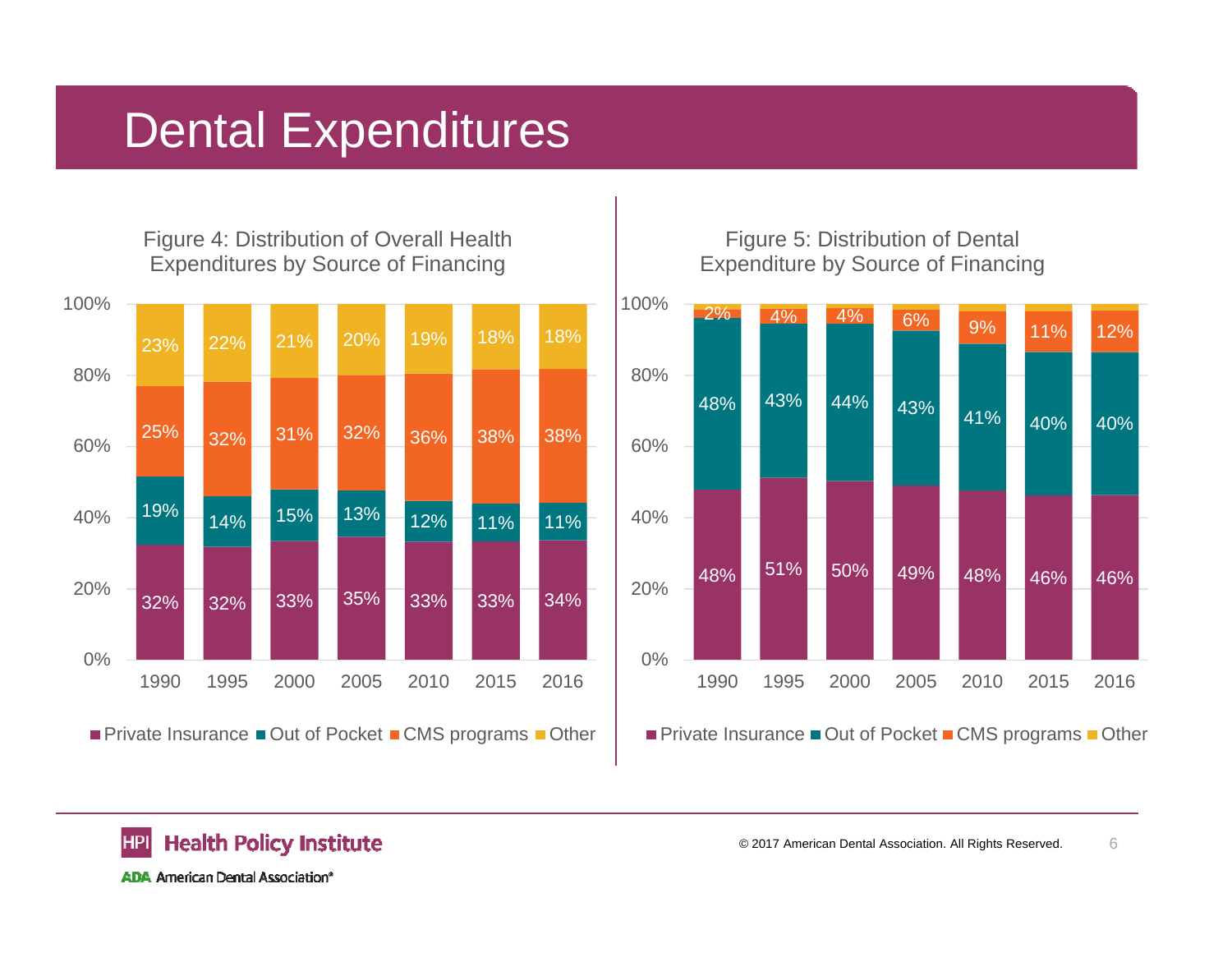# Dental Expenditures

**Figure 4: Distribution of Overall Health Expenditures by Source of Financing**

| Year | Private Insurance | Out of Pocket | CMS programs | Other |
|---|---|---|---|---|
| 1990 | 32% | 19% | 25% | 23% |
| 1995 | 32% | 14% | 32% | 22% |
| 2000 | 33% | 15% | 31% | 21% |
| 2005 | 35% | 13% | 32% | 20% |
| 2010 | 33% | 12% | 36% | 19% |
| 2015 | 33% | 11% | 38% | 18% |
| 2016 | 34% | 11% | 38% | 18% |

**Figure 5: Distribution of Dental Expenditure by Source of Financing**

| Year | Private Insurance | Out of Pocket | CMS programs | Other |
|---|---|---|---|---|
| 1990 | 48% | 48% | 2% | |
| 1995 | 51% | 43% | 4% | |
| 2000 | 50% | 44% | 4% | |
| 2005 | 49% | 43% | 6% | |
| 2010 | 48% | 41% | 9% | |
| 2015 | 46% | 40% | 11% | |
| 2016 | 46% | 40% | 12% | |

HPI Health Policy Institute

ADA American Dental Association®

© 2017 American Dental Association. All Rights Reserved.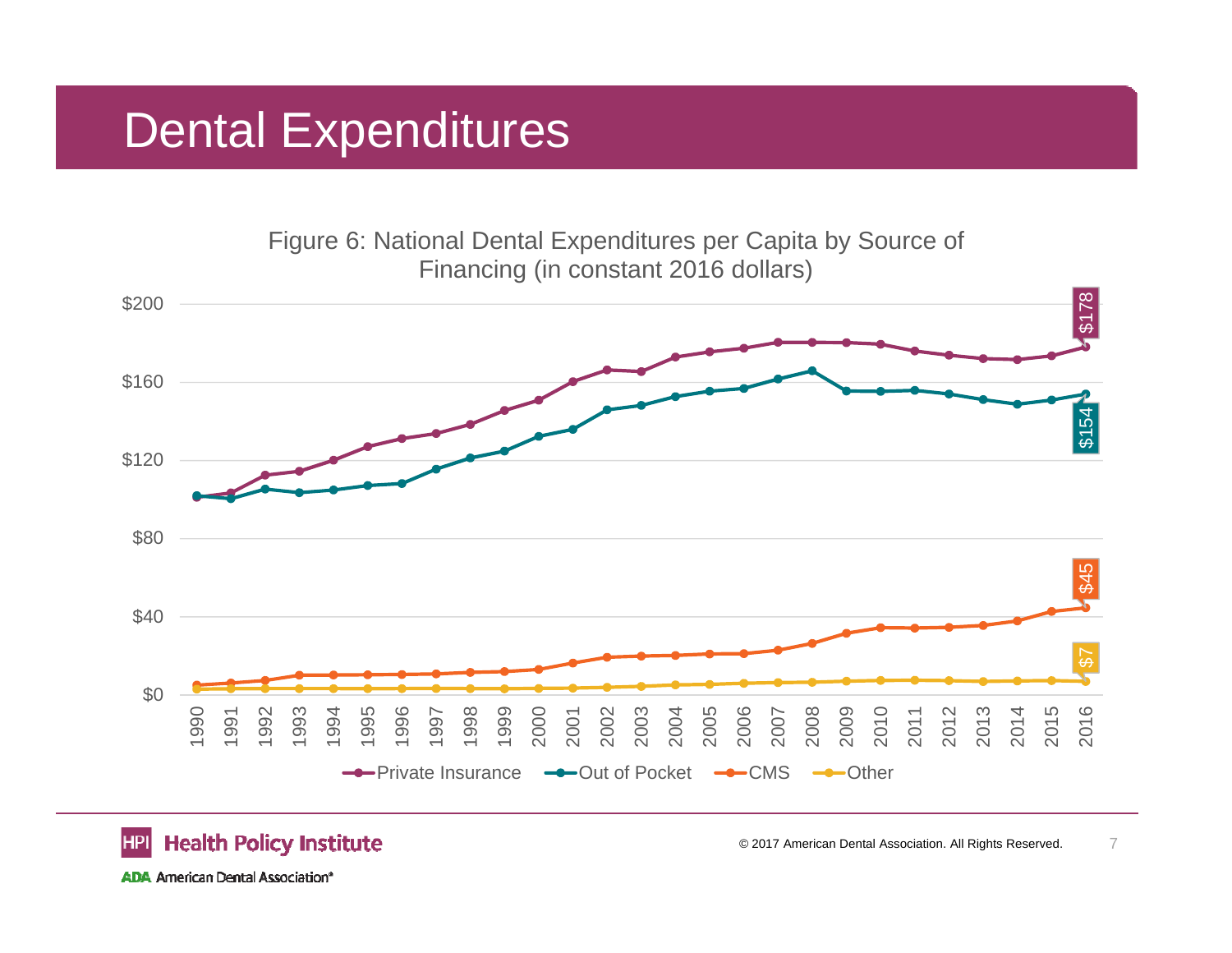# Dental Expenditures

Figure 6: National Dental Expenditures per Capita by Source of Financing (in constant 2016 dollars)

$200

$160

$120

$80

$40

$0

1990 1991 1992 1993 1994 1995 1996 1997 1998 1999 2000 2001 2002 2003 2004 2005 2006 2007 2008 2009 2010 2011 2012 2013 2014 2015 2016

$178

$154

$45

$7

Private Insurance, Out of Pocket, CMS, Other

HPI Health Policy Institute

ADA American Dental Association®

© 2017 American Dental Association. All Rights Reserved.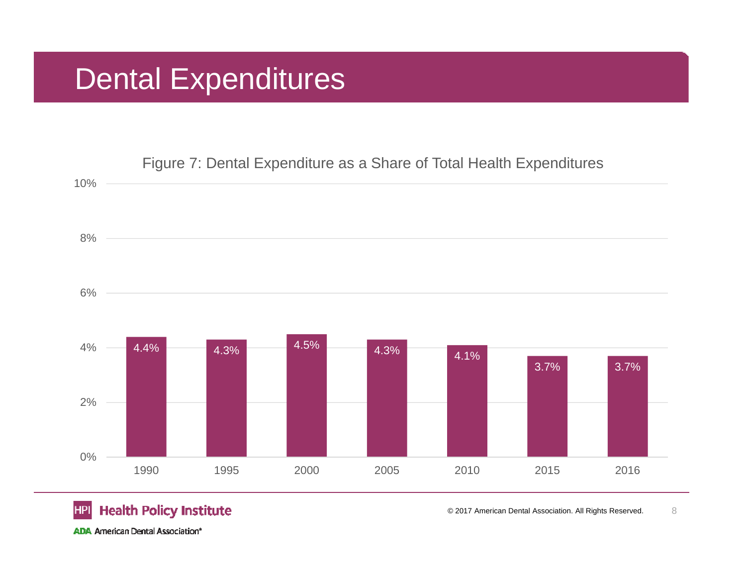# Dental Expenditures

Figure 7: Dental Expenditure as a Share of Total Health Expenditures

| Year | Share |
| --- | --- |
| 1990 | 4.4% |
| 1995 | 4.3% |
| 2000 | 4.5% |
| 2005 | 4.3% |
| 2010 | 4.1% |
| 2015 | 3.7% |
| 2016 | 3.7% |

HPI Health Policy Institute

ADA American Dental Association®

© 2017 American Dental Association. All Rights Reserved.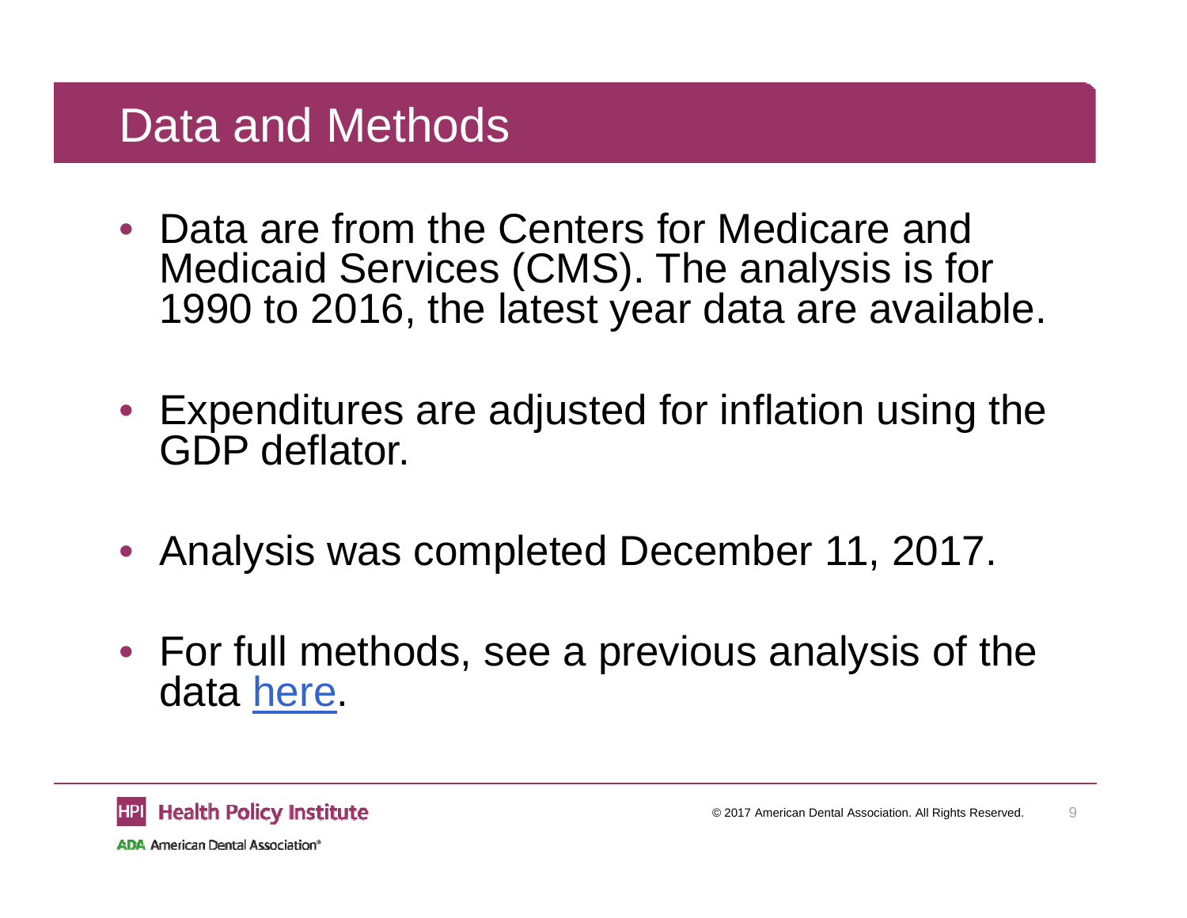# Data and Methods

- Data are from the Centers for Medicare and Medicaid Services (CMS). The analysis is for 1990 to 2016, the latest year data are available.
- Expenditures are adjusted for inflation using the GDP deflator.
- Analysis was completed December 11, 2017.
- For full methods, see a previous analysis of the data here.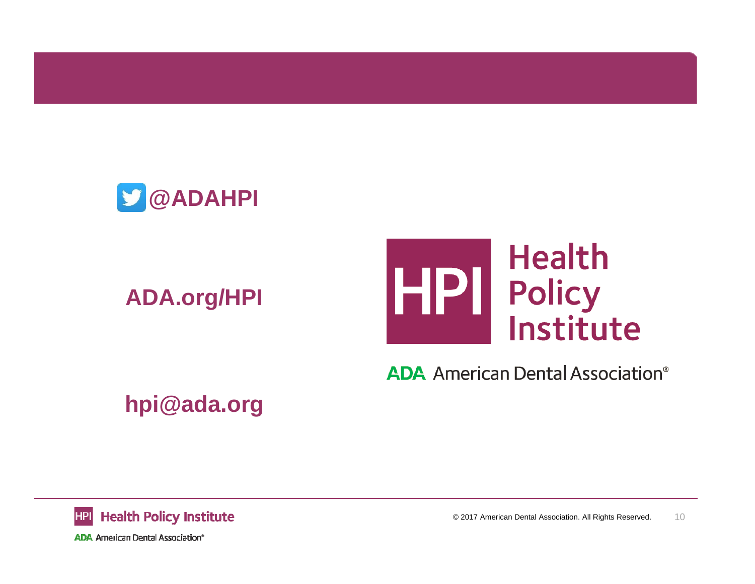@ADAHPI

ADA.org/HPI

hpi@ada.org

HPI Health Policy Institute

ADA American Dental Association®